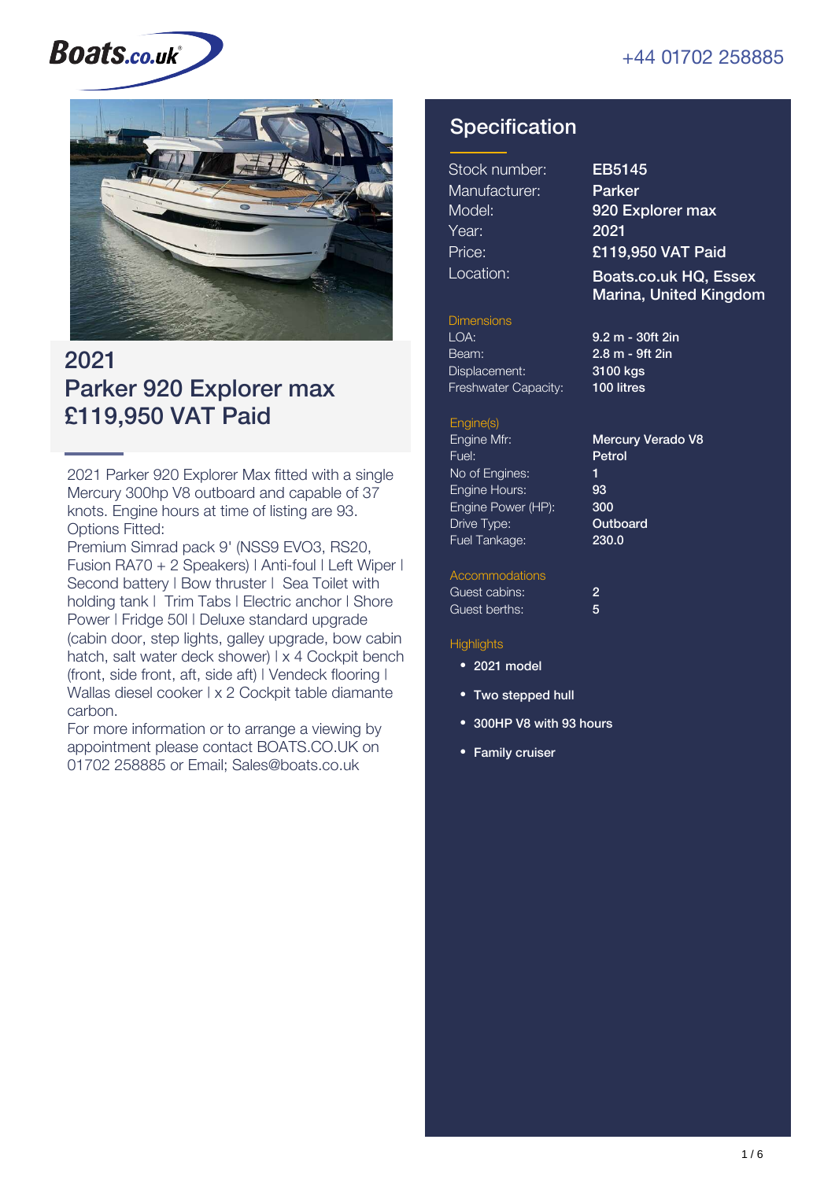Boats.co.uk

+44 01702 258885

# 2021
# Parker 920 Explorer max
# £119,950 VAT Paid

2021 Parker 920 Explorer Max fitted with a single Mercury 300hp V8 outboard and capable of 37 knots. Engine hours at time of listing are 93.
Options Fitted:
Premium Simrad pack 9' (NSS9 EVO3, RS20, Fusion RA70 + 2 Speakers) | Anti-foul | Left Wiper | Second battery | Bow thruster | Sea Toilet with holding tank | Trim Tabs | Electric anchor | Shore Power | Fridge 50l | Deluxe standard upgrade (cabin door, step lights, galley upgrade, bow cabin hatch, salt water deck shower) | x 4 Cockpit bench (front, side front, aft, side aft) | Vendeck flooring | Wallas diesel cooker | x 2 Cockpit table diamante carbon.
For more information or to arrange a viewing by appointment please contact BOATS.CO.UK on 01702 258885 or Email; Sales@boats.co.uk

## Specification

| | |
|---|---|
| Stock number: | EB5145 |
| Manufacturer: | Parker |
| Model: | 920 Explorer max |
| Year: | 2021 |
| Price: | £119,950 VAT Paid |
| Location: | Boats.co.uk HQ, Essex Marina, United Kingdom |

### Dimensions

| | |
|---|---|
| LOA: | 9.2 m - 30ft 2in |
| Beam: | 2.8 m - 9ft 2in |
| Displacement: | 3100 kgs |
| Freshwater Capacity: | 100 litres |

### Engine(s)

| | |
|---|---|
| Engine Mfr: | Mercury Verado V8 |
| Fuel: | Petrol |
| No of Engines: | 1 |
| Engine Hours: | 93 |
| Engine Power (HP): | 300 |
| Drive Type: | Outboard |
| Fuel Tankage: | 230.0 |

### Accommodations

| | |
|---|---|
| Guest cabins: | 2 |
| Guest berths: | 5 |

### Highlights

- 2021 model
- Two stepped hull
- 300HP V8 with 93 hours
- Family cruiser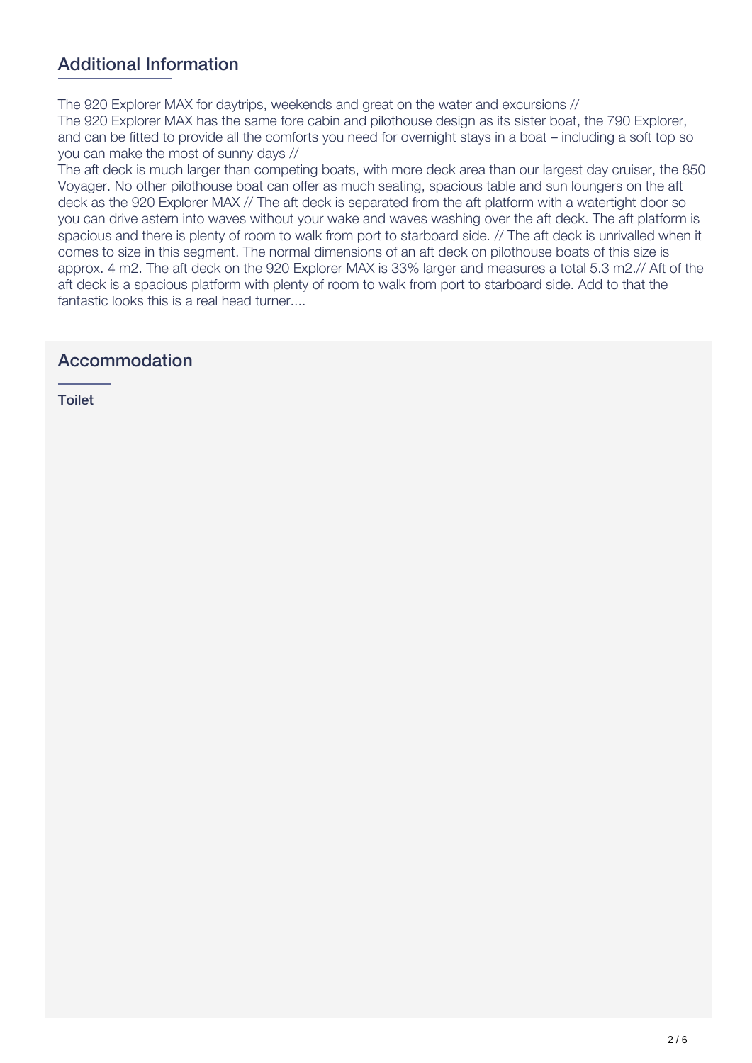## Additional Information

The 920 Explorer MAX for daytrips, weekends and great on the water and excursions //
The 920 Explorer MAX has the same fore cabin and pilothouse design as its sister boat, the 790 Explorer, and can be fitted to provide all the comforts you need for overnight stays in a boat – including a soft top so you can make the most of sunny days //
The aft deck is much larger than competing boats, with more deck area than our largest day cruiser, the 850 Voyager. No other pilothouse boat can offer as much seating, spacious table and sun loungers on the aft deck as the 920 Explorer MAX // The aft deck is separated from the aft platform with a watertight door so you can drive astern into waves without your wake and waves washing over the aft deck. The aft platform is spacious and there is plenty of room to walk from port to starboard side. // The aft deck is unrivalled when it comes to size in this segment. The normal dimensions of an aft deck on pilothouse boats of this size is approx. 4 m2. The aft deck on the 920 Explorer MAX is 33% larger and measures a total 5.3 m2.// Aft of the aft deck is a spacious platform with plenty of room to walk from port to starboard side. Add to that the fantastic looks this is a real head turner....

## Accommodation

**Toilet**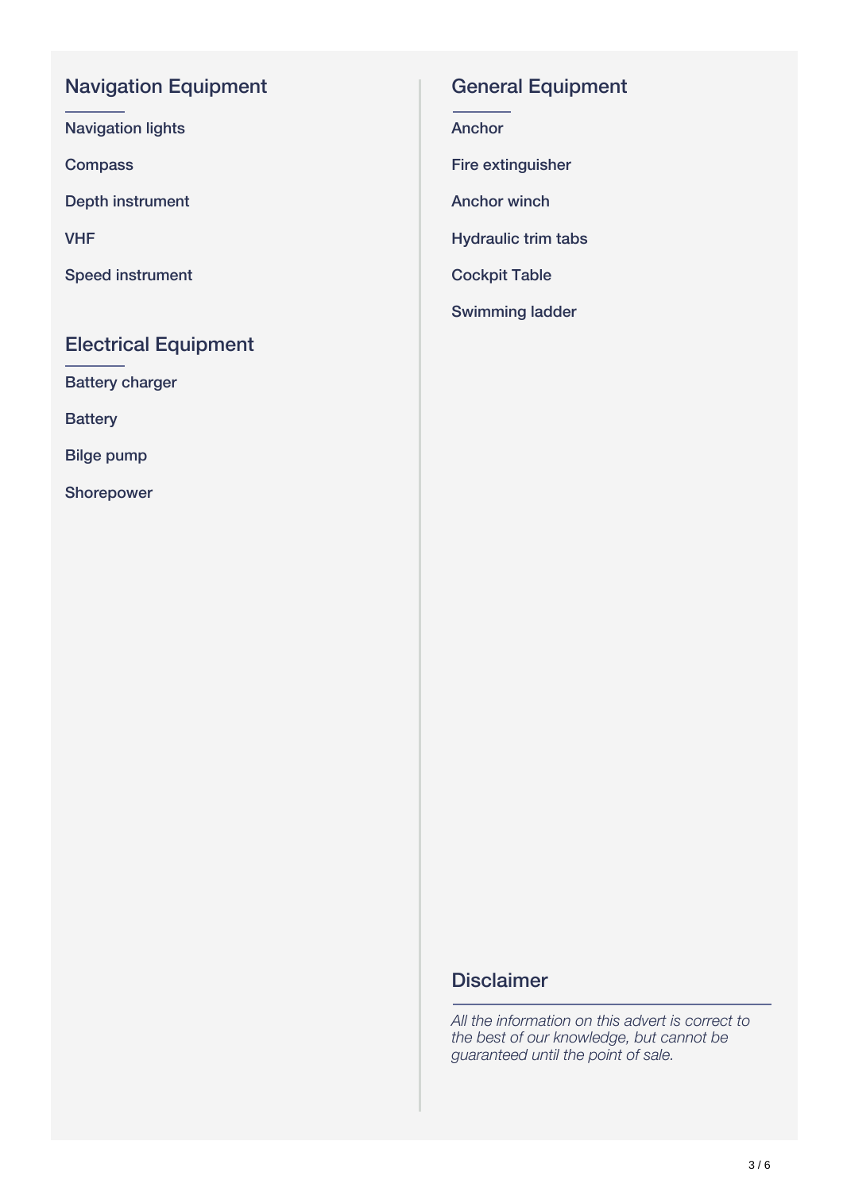## Navigation Equipment

Navigation lights

Compass

Depth instrument

VHF

Speed instrument

## Electrical Equipment

Battery charger

Battery

Bilge pump

Shorepower

## General Equipment

Anchor

Fire extinguisher

Anchor winch

Hydraulic trim tabs

Cockpit Table

Swimming ladder

## Disclaimer

*All the information on this advert is correct to the best of our knowledge, but cannot be guaranteed until the point of sale.*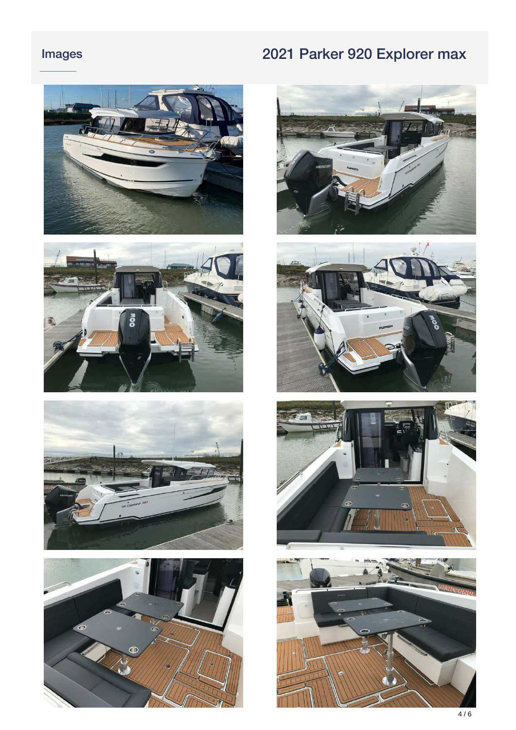## Images

## 2021 Parker 920 Explorer max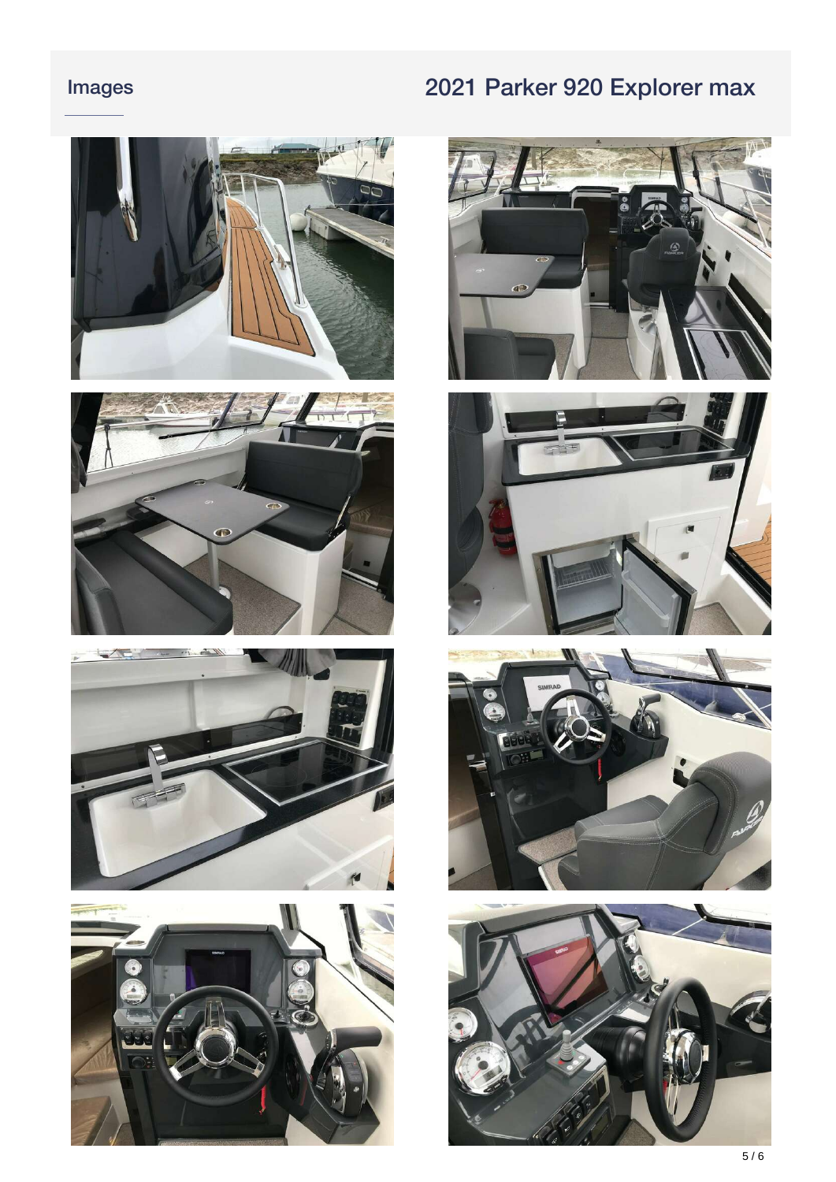## Images

# 2021 Parker 920 Explorer max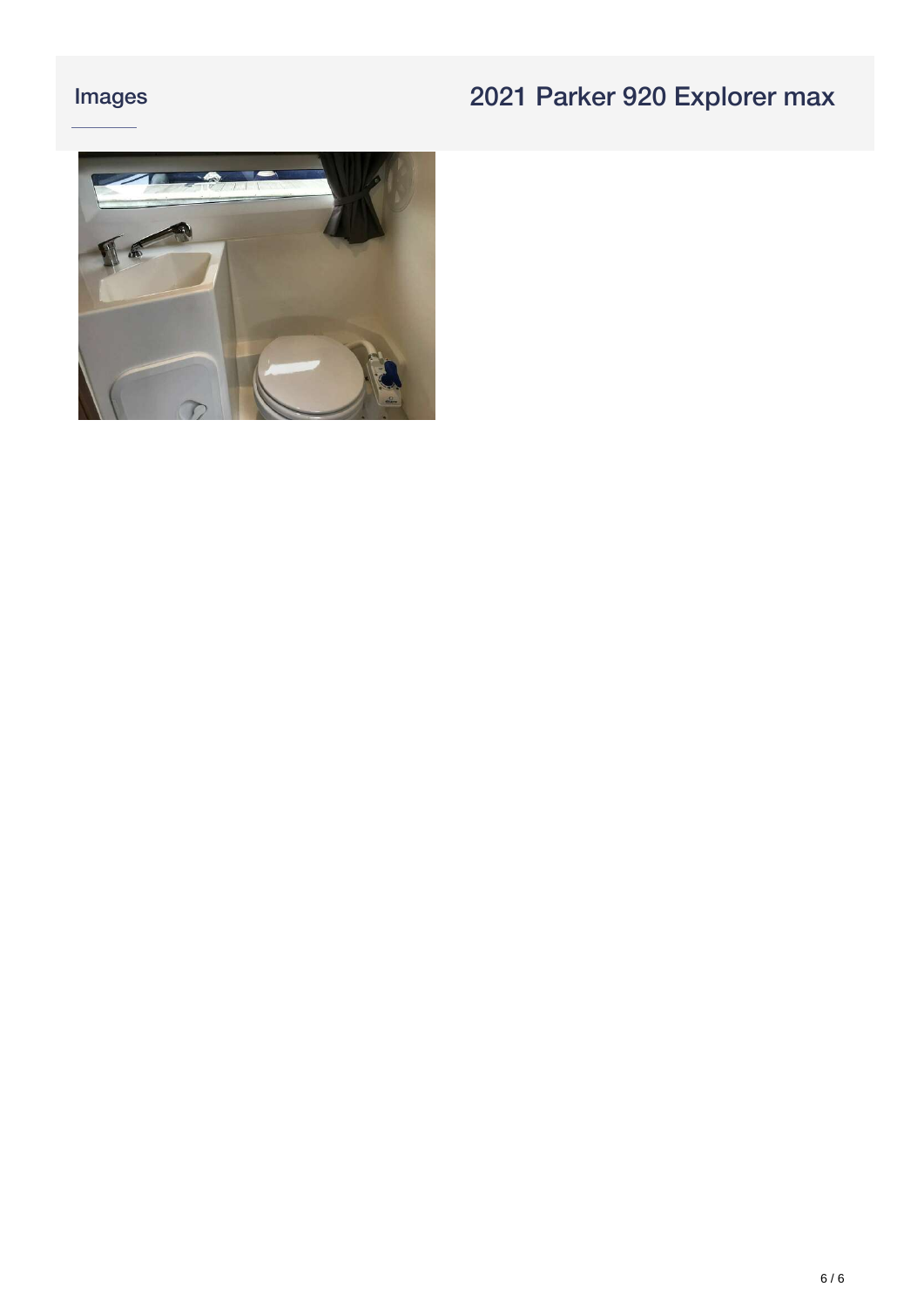# Images

## 2021 Parker 920 Explorer max